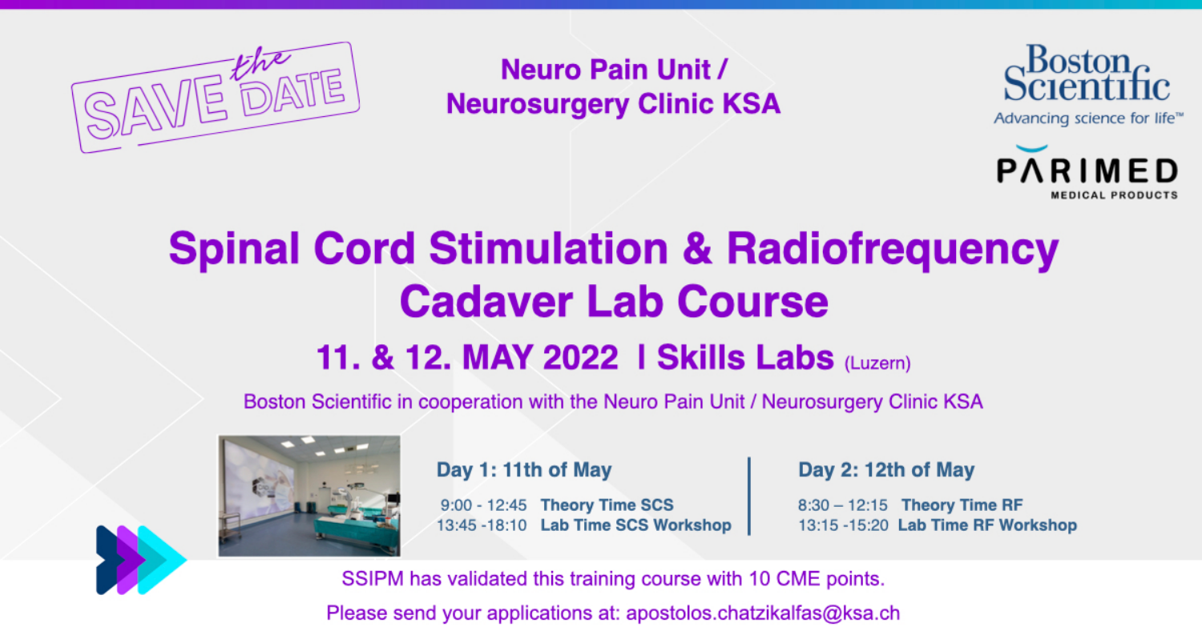SAVE the DATE

**Neuro Pain Unit / Neurosurgery Clinic KSA**

Boston Scientific
Advancing science for life™

PARIMED
MEDICAL PRODUCTS

# Spinal Cord Stimulation & Radiofrequency Cadaver Lab Course

## 11. & 12. MAY 2022 I Skills Labs (Luzern)

Boston Scientific in cooperation with the Neuro Pain Unit / Neurosurgery Clinic KSA

### Day 1: 11th of May

- 9:00 - 12:45 **Theory Time SCS**
- 13:45 -18:10 **Lab Time SCS Workshop**

### Day 2: 12th of May

- 8:30 – 12:15 **Theory Time RF**
- 13:15 -15:20 **Lab Time RF Workshop**

SSIPM has validated this training course with 10 CME points.

Please send your applications at: apostolos.chatzikalfas@ksa.ch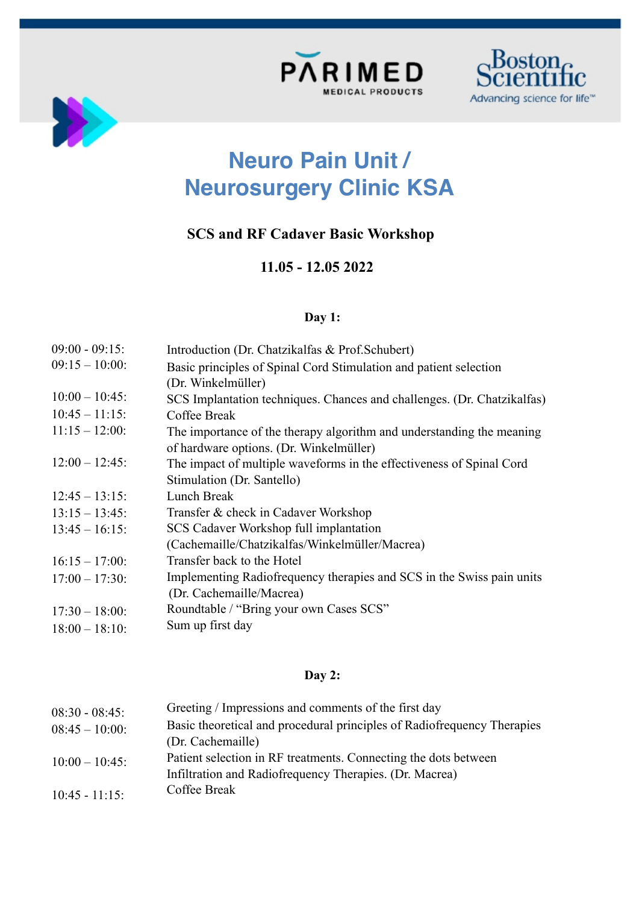# Neuro Pain Unit / Neurosurgery Clinic KSA

### SCS and RF Cadaver Basic Workshop

### 11.05 - 12.05 2022

**Day 1:**

| | |
|---|---|
| 09:00 - 09:15: | Introduction (Dr. Chatzikalfas & Prof.Schubert) |
| 09:15 – 10:00: | Basic principles of Spinal Cord Stimulation and patient selection (Dr. Winkelmüller) |
| 10:00 – 10:45: | SCS Implantation techniques. Chances and challenges. (Dr. Chatzikalfas) |
| 10:45 – 11:15: | Coffee Break |
| 11:15 – 12:00: | The importance of the therapy algorithm and understanding the meaning of hardware options. (Dr. Winkelmüller) |
| 12:00 – 12:45: | The impact of multiple waveforms in the effectiveness of Spinal Cord Stimulation (Dr. Santello) |
| 12:45 – 13:15: | Lunch Break |
| 13:15 – 13:45: | Transfer & check in Cadaver Workshop |
| 13:45 – 16:15: | SCS Cadaver Workshop full implantation (Cachemaille/Chatzikalfas/Winkelmüller/Macrea) |
| 16:15 – 17:00: | Transfer back to the Hotel |
| 17:00 – 17:30: | Implementing Radiofrequency therapies and SCS in the Swiss pain units (Dr. Cachemaille/Macrea) |
| 17:30 – 18:00: | Roundtable / "Bring your own Cases SCS" |
| 18:00 – 18:10: | Sum up first day |

**Day 2:**

| | |
|---|---|
| 08:30 - 08:45: | Greeting / Impressions and comments of the first day |
| 08:45 – 10:00: | Basic theoretical and procedural principles of Radiofrequency Therapies (Dr. Cachemaille) |
| 10:00 – 10:45: | Patient selection in RF treatments. Connecting the dots between Infiltration and Radiofrequency Therapies. (Dr. Macrea) |
| 10:45 - 11:15: | Coffee Break |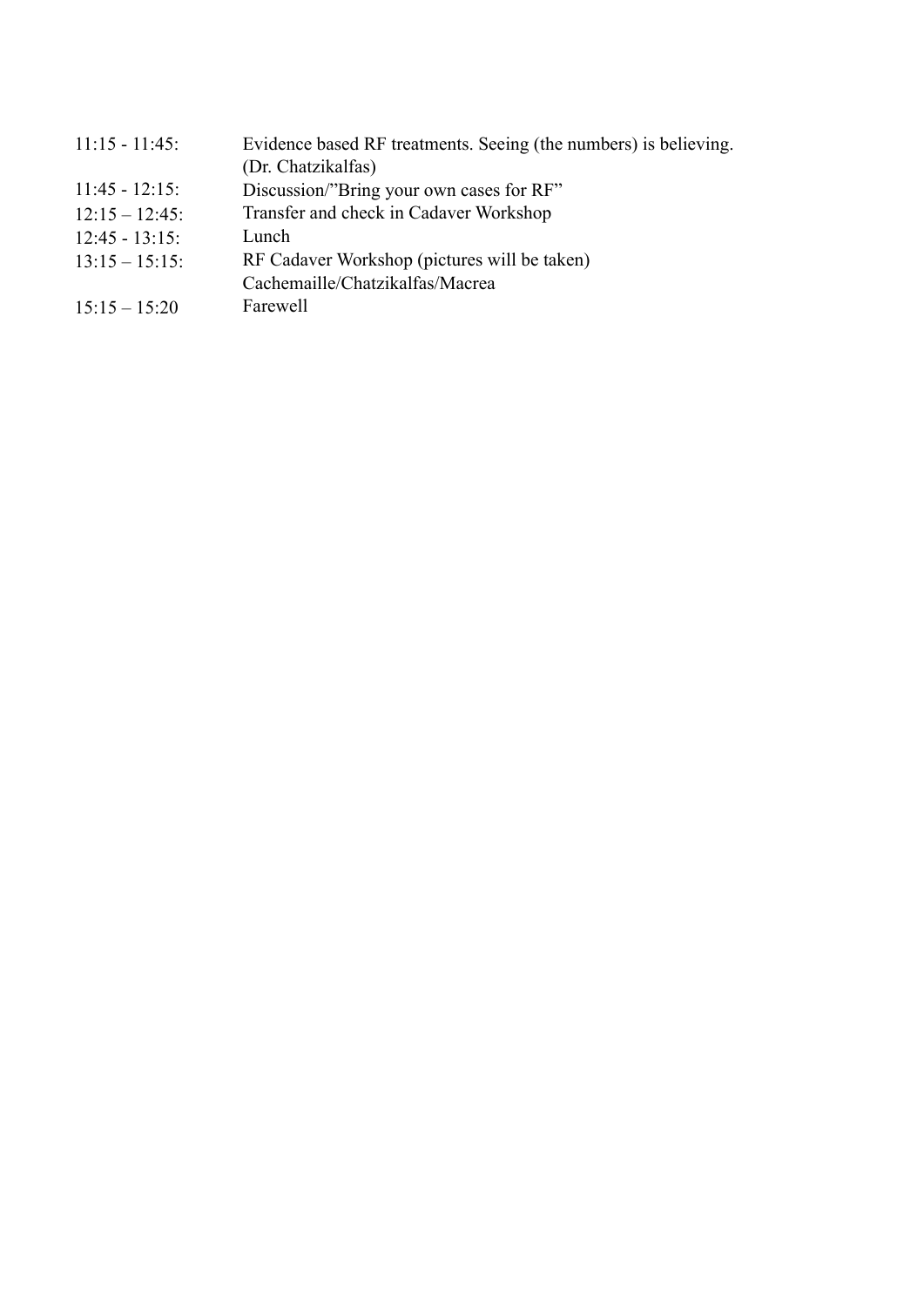| | |
|---|---|
| 11:15 - 11:45: | Evidence based RF treatments. Seeing (the numbers) is believing. (Dr. Chatzikalfas) |
| 11:45 - 12:15: | Discussion/"Bring your own cases for RF" |
| 12:15 – 12:45: | Transfer and check in Cadaver Workshop |
| 12:45 - 13:15: | Lunch |
| 13:15 – 15:15: | RF Cadaver Workshop (pictures will be taken) Cachemaille/Chatzikalfas/Macrea |
| 15:15 – 15:20 | Farewell |